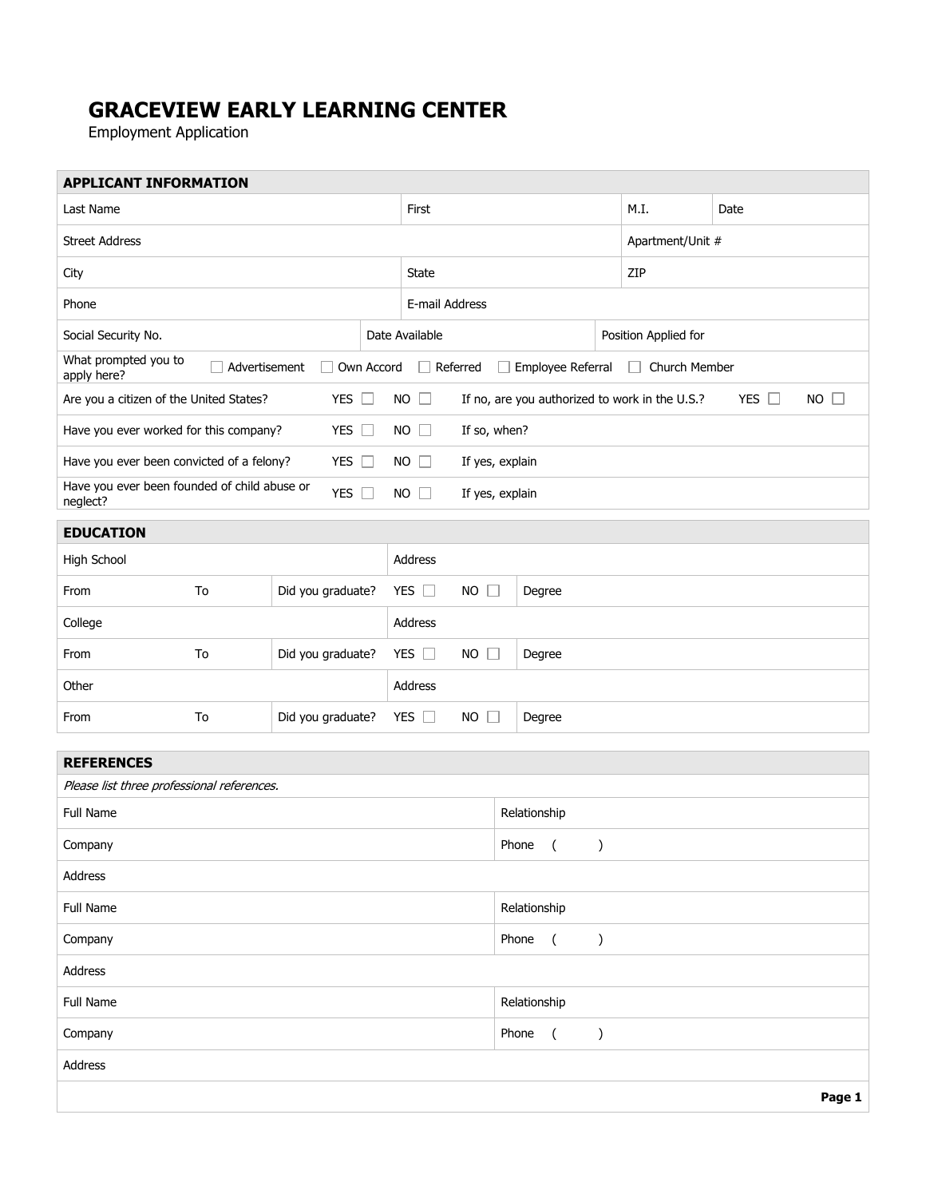# GRACEVIEW EARLY LEARNING CENTER

Employment Application

## APPLICANT INFORMATION

| Last Name | First | M.I. | Date |
|---|---|---|---|
| Street Address | | Apartment/Unit # | |
| City | State | ZIP | |
| Phone | E-mail Address | | |
| Social Security No. | Date Available | Position Applied for | |

What prompted you to apply here? ☐ Advertisement ☐ Own Accord ☐ Referred ☐ Employee Referral ☐ Church Member

| | | | |
|---|---|---|---|
| Are you a citizen of the United States? | YES ☐ NO ☐ | If no, are you authorized to work in the U.S.? | YES ☐ NO ☐ |
| Have you ever worked for this company? | YES ☐ NO ☐ | If so, when? | |
| Have you ever been convicted of a felony? | YES ☐ NO ☐ | If yes, explain | |
| Have you ever been founded of child abuse or neglect? | YES ☐ NO ☐ | If yes, explain | |

## EDUCATION

| | | | | |
|---|---|---|---|---|
| High School | | | Address | |
| From | To | Did you graduate? | YES ☐ NO ☐ | Degree |
| College | | | Address | |
| From | To | Did you graduate? | YES ☐ NO ☐ | Degree |
| Other | | | Address | |
| From | To | Did you graduate? | YES ☐ NO ☐ | Degree |

## REFERENCES

*Please list three professional references.*

| | |
|---|---|
| Full Name | Relationship |
| Company | Phone ( ) |
| Address | |
| Full Name | Relationship |
| Company | Phone ( ) |
| Address | |
| Full Name | Relationship |
| Company | Phone ( ) |
| Address | |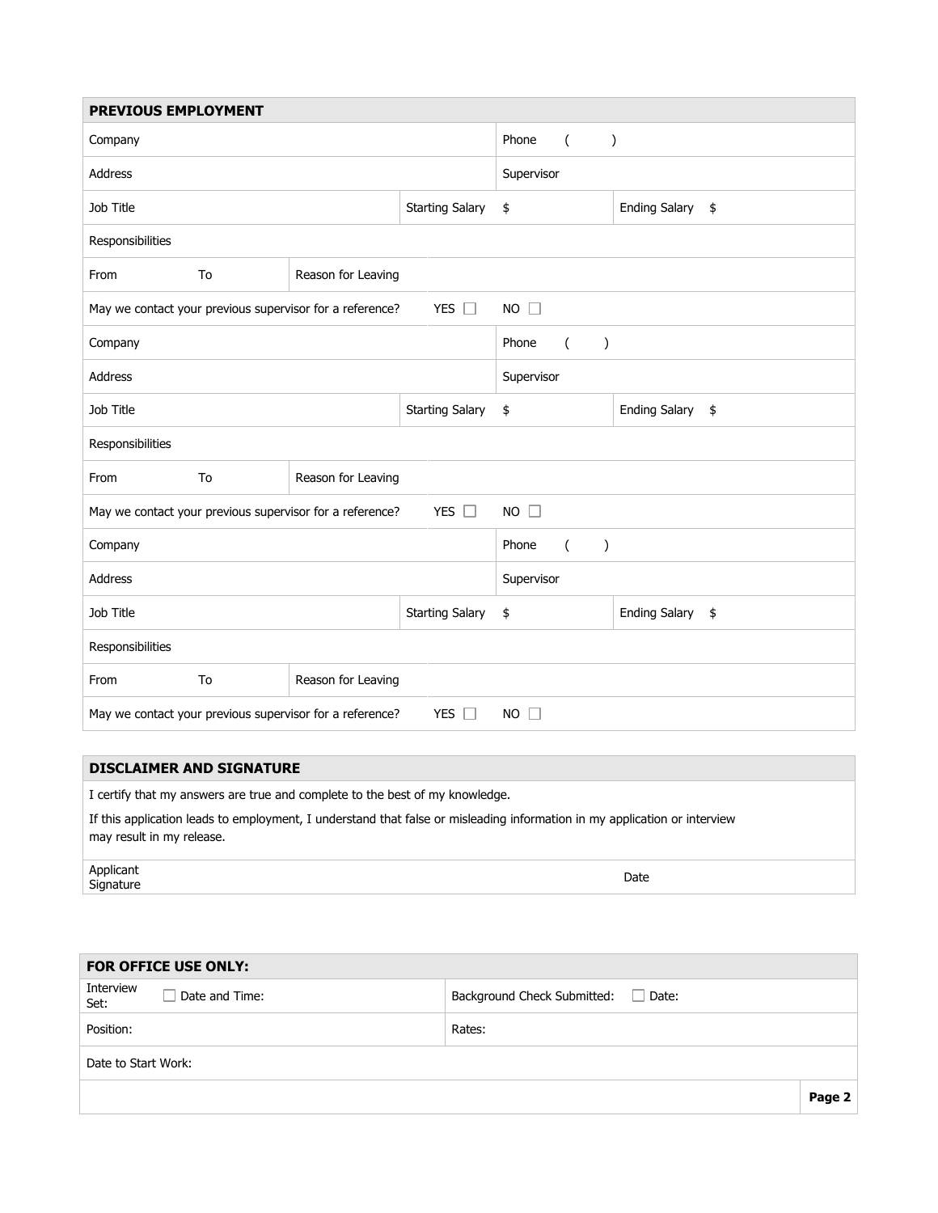## PREVIOUS EMPLOYMENT

| | | | | |
|---|---|---|---|---|
| Company | | | Phone ( ) | |
| Address | | | Supervisor | |
| Job Title | | Starting Salary | $ | Ending Salary $ |
| Responsibilities | | | | |
| From To | Reason for Leaving | | | |
| May we contact your previous supervisor for a reference? | | YES ☐ | NO ☐ | |
| Company | | | Phone ( ) | |
| Address | | | Supervisor | |
| Job Title | | Starting Salary | $ | Ending Salary $ |
| Responsibilities | | | | |
| From To | Reason for Leaving | | | |
| May we contact your previous supervisor for a reference? | | YES ☐ | NO ☐ | |
| Company | | | Phone ( ) | |
| Address | | | Supervisor | |
| Job Title | | Starting Salary | $ | Ending Salary $ |
| Responsibilities | | | | |
| From To | Reason for Leaving | | | |
| May we contact your previous supervisor for a reference? | | YES ☐ | NO ☐ | |

## DISCLAIMER AND SIGNATURE

I certify that my answers are true and complete to the best of my knowledge.

If this application leads to employment, I understand that false or misleading information in my application or interview may result in my release.

| | |
|---|---|
| Applicant Signature | Date |

## FOR OFFICE USE ONLY:

| | |
|---|---|
| Interview Set: ☐ Date and Time: | Background Check Submitted: ☐ Date: |
| Position: | Rates: |
| Date to Start Work: | |